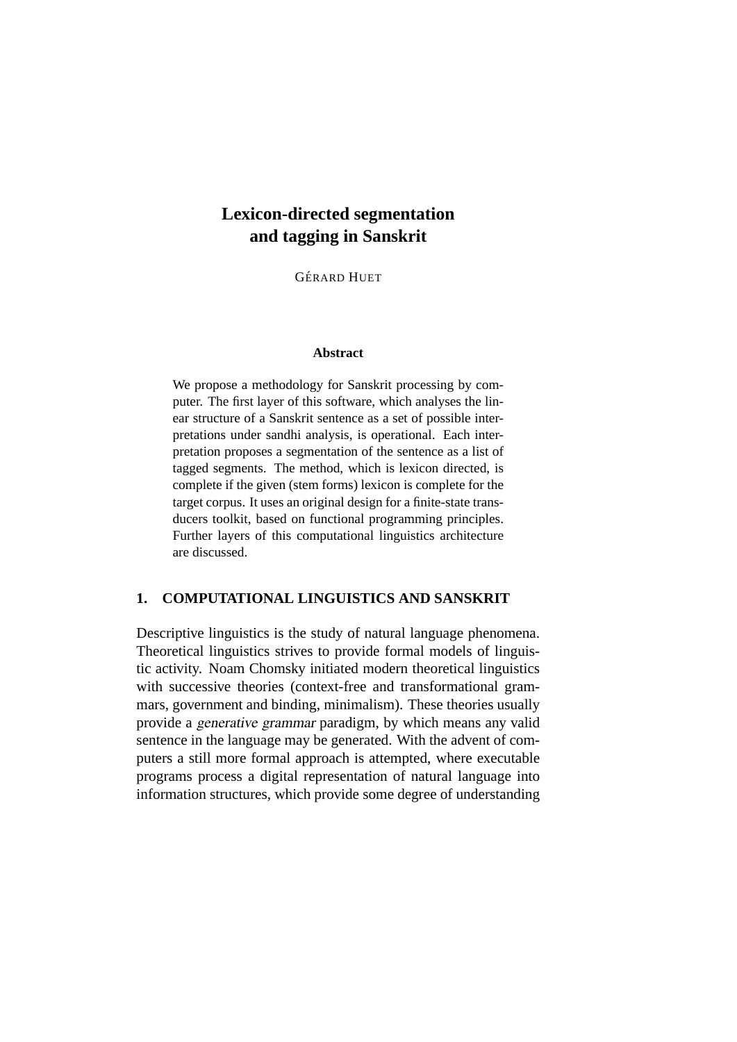# Lexicon-directed segmentation and tagging in Sanskrit

GÉRARD HUET

### Abstract

We propose a methodology for Sanskrit processing by computer. The first layer of this software, which analyses the linear structure of a Sanskrit sentence as a set of possible interpretations under sandhi analysis, is operational. Each interpretation proposes a segmentation of the sentence as a list of tagged segments. The method, which is lexicon directed, is complete if the given (stem forms) lexicon is complete for the target corpus. It uses an original design for a finite-state transducers toolkit, based on functional programming principles. Further layers of this computational linguistics architecture are discussed.

## 1. COMPUTATIONAL LINGUISTICS AND SANSKRIT

Descriptive linguistics is the study of natural language phenomena. Theoretical linguistics strives to provide formal models of linguistic activity. Noam Chomsky initiated modern theoretical linguistics with successive theories (context-free and transformational grammars, government and binding, minimalism). These theories usually provide a *generative grammar* paradigm, by which means any valid sentence in the language may be generated. With the advent of computers a still more formal approach is attempted, where executable programs process a digital representation of natural language into information structures, which provide some degree of understanding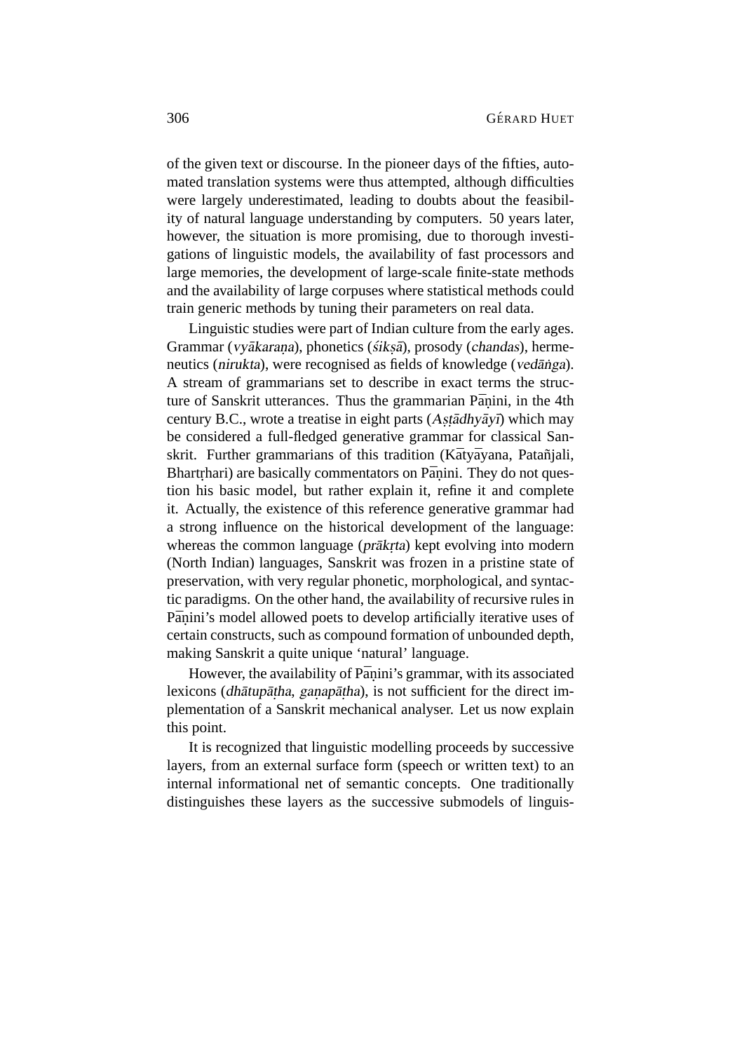of the given text or discourse. In the pioneer days of the fifties, automated translation systems were thus attempted, although difficulties were largely underestimated, leading to doubts about the feasibility of natural language understanding by computers. 50 years later, however, the situation is more promising, due to thorough investigations of linguistic models, the availability of fast processors and large memories, the development of large-scale finite-state methods and the availability of large corpuses where statistical methods could train generic methods by tuning their parameters on real data.

Linguistic studies were part of Indian culture from the early ages. Grammar (*vyākaraṇa*), phonetics (*śikṣā*), prosody (*chandas*), hermeneutics (*nirukta*), were recognised as fields of knowledge (*vedāṅga*). A stream of grammarians set to describe in exact terms the structure of Sanskrit utterances. Thus the grammarian Pāṇini, in the 4th century B.C., wrote a treatise in eight parts (*Aṣṭādhyāyī*) which may be considered a full-fledged generative grammar for classical Sanskrit. Further grammarians of this tradition (Kātyāyana, Patañjali, Bhartṛhari) are basically commentators on Pāṇini. They do not question his basic model, but rather explain it, refine it and complete it. Actually, the existence of this reference generative grammar had a strong influence on the historical development of the language: whereas the common language (*prākṛta*) kept evolving into modern (North Indian) languages, Sanskrit was frozen in a pristine state of preservation, with very regular phonetic, morphological, and syntactic paradigms. On the other hand, the availability of recursive rules in Pāṇini's model allowed poets to develop artificially iterative uses of certain constructs, such as compound formation of unbounded depth, making Sanskrit a quite unique 'natural' language.

However, the availability of Pāṇini's grammar, with its associated lexicons (*dhātupāṭha*, *gaṇapāṭha*), is not sufficient for the direct implementation of a Sanskrit mechanical analyser. Let us now explain this point.

It is recognized that linguistic modelling proceeds by successive layers, from an external surface form (speech or written text) to an internal informational net of semantic concepts. One traditionally distinguishes these layers as the successive submodels of linguis-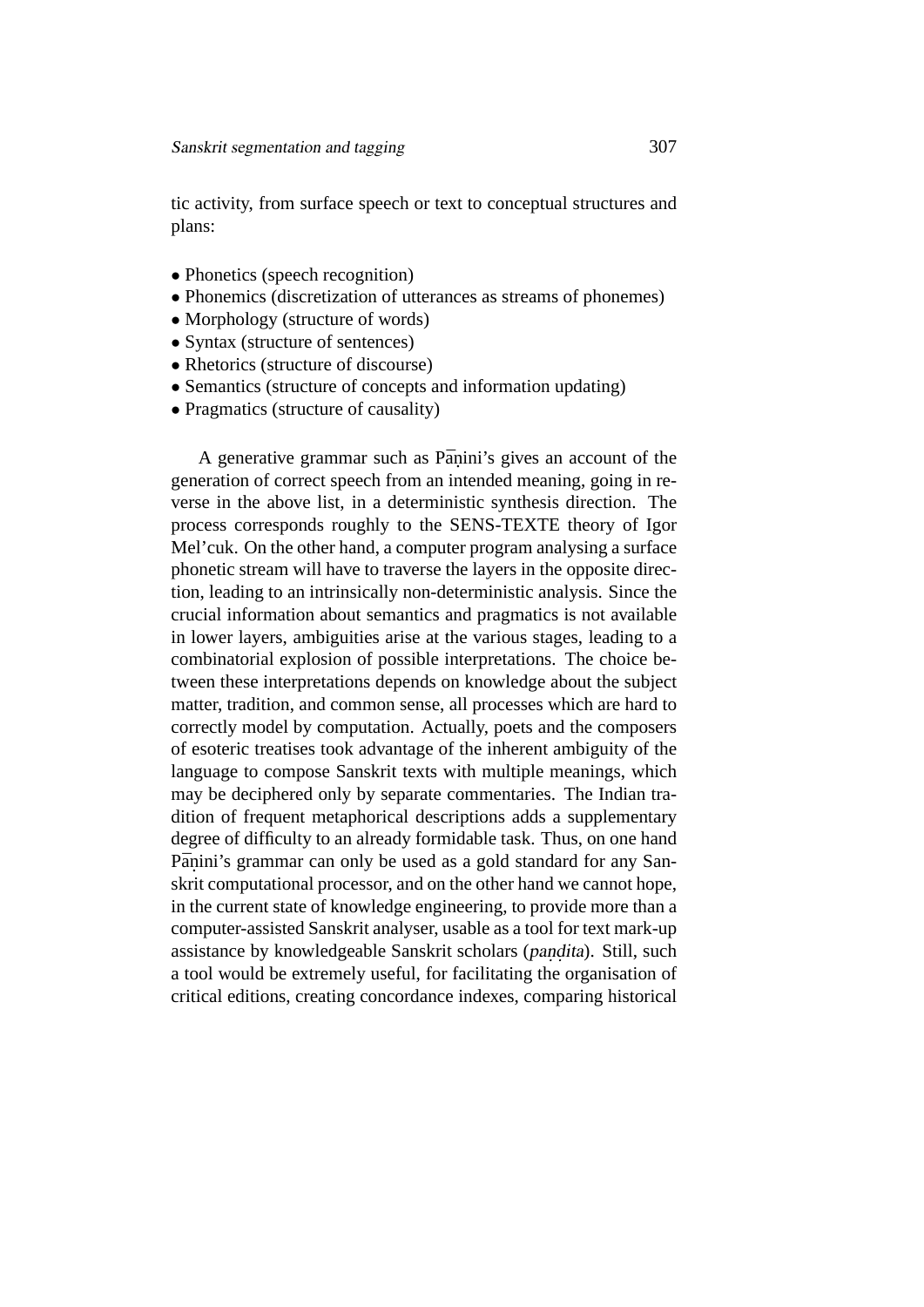tic activity, from surface speech or text to conceptual structures and plans:

- Phonetics (speech recognition)
- Phonemics (discretization of utterances as streams of phonemes)
- Morphology (structure of words)
- Syntax (structure of sentences)
- Rhetorics (structure of discourse)
- Semantics (structure of concepts and information updating)
- Pragmatics (structure of causality)

A generative grammar such as Pāṇini's gives an account of the generation of correct speech from an intended meaning, going in reverse in the above list, in a deterministic synthesis direction. The process corresponds roughly to the SENS-TEXTE theory of Igor Mel'cuk. On the other hand, a computer program analysing a surface phonetic stream will have to traverse the layers in the opposite direction, leading to an intrinsically non-deterministic analysis. Since the crucial information about semantics and pragmatics is not available in lower layers, ambiguities arise at the various stages, leading to a combinatorial explosion of possible interpretations. The choice between these interpretations depends on knowledge about the subject matter, tradition, and common sense, all processes which are hard to correctly model by computation. Actually, poets and the composers of esoteric treatises took advantage of the inherent ambiguity of the language to compose Sanskrit texts with multiple meanings, which may be deciphered only by separate commentaries. The Indian tradition of frequent metaphorical descriptions adds a supplementary degree of difficulty to an already formidable task. Thus, on one hand Pāṇini's grammar can only be used as a gold standard for any Sanskrit computational processor, and on the other hand we cannot hope, in the current state of knowledge engineering, to provide more than a computer-assisted Sanskrit analyser, usable as a tool for text mark-up assistance by knowledgeable Sanskrit scholars (*paṇḍita*). Still, such a tool would be extremely useful, for facilitating the organisation of critical editions, creating concordance indexes, comparing historical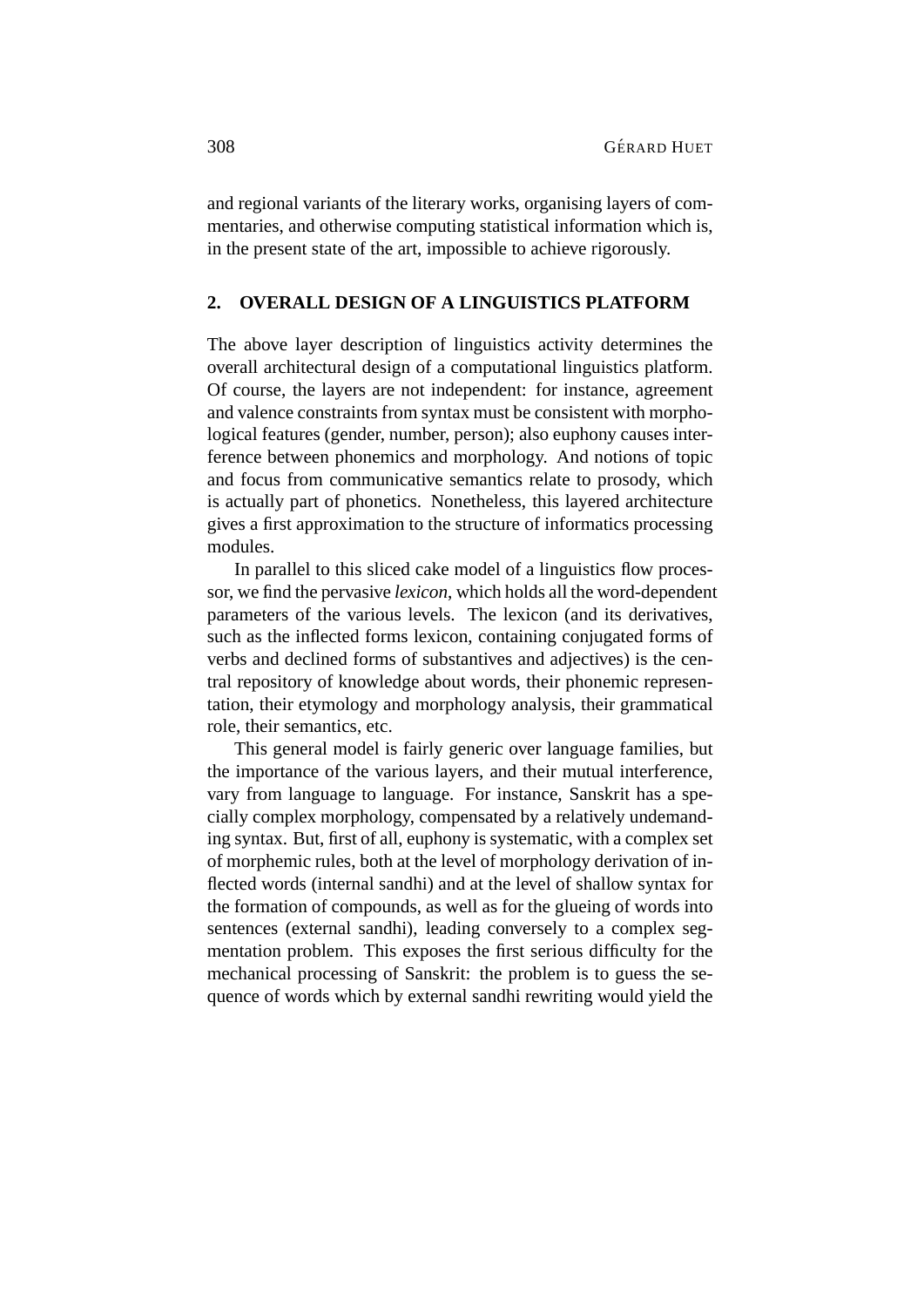and regional variants of the literary works, organising layers of commentaries, and otherwise computing statistical information which is, in the present state of the art, impossible to achieve rigorously.

## 2. OVERALL DESIGN OF A LINGUISTICS PLATFORM

The above layer description of linguistics activity determines the overall architectural design of a computational linguistics platform. Of course, the layers are not independent: for instance, agreement and valence constraints from syntax must be consistent with morphological features (gender, number, person); also euphony causes interference between phonemics and morphology. And notions of topic and focus from communicative semantics relate to prosody, which is actually part of phonetics. Nonetheless, this layered architecture gives a first approximation to the structure of informatics processing modules.

In parallel to this sliced cake model of a linguistics flow processor, we find the pervasive *lexicon*, which holds all the word-dependent parameters of the various levels. The lexicon (and its derivatives, such as the inflected forms lexicon, containing conjugated forms of verbs and declined forms of substantives and adjectives) is the central repository of knowledge about words, their phonemic representation, their etymology and morphology analysis, their grammatical role, their semantics, etc.

This general model is fairly generic over language families, but the importance of the various layers, and their mutual interference, vary from language to language. For instance, Sanskrit has a specially complex morphology, compensated by a relatively undemanding syntax. But, first of all, euphony is systematic, with a complex set of morphemic rules, both at the level of morphology derivation of inflected words (internal sandhi) and at the level of shallow syntax for the formation of compounds, as well as for the glueing of words into sentences (external sandhi), leading conversely to a complex segmentation problem. This exposes the first serious difficulty for the mechanical processing of Sanskrit: the problem is to guess the sequence of words which by external sandhi rewriting would yield the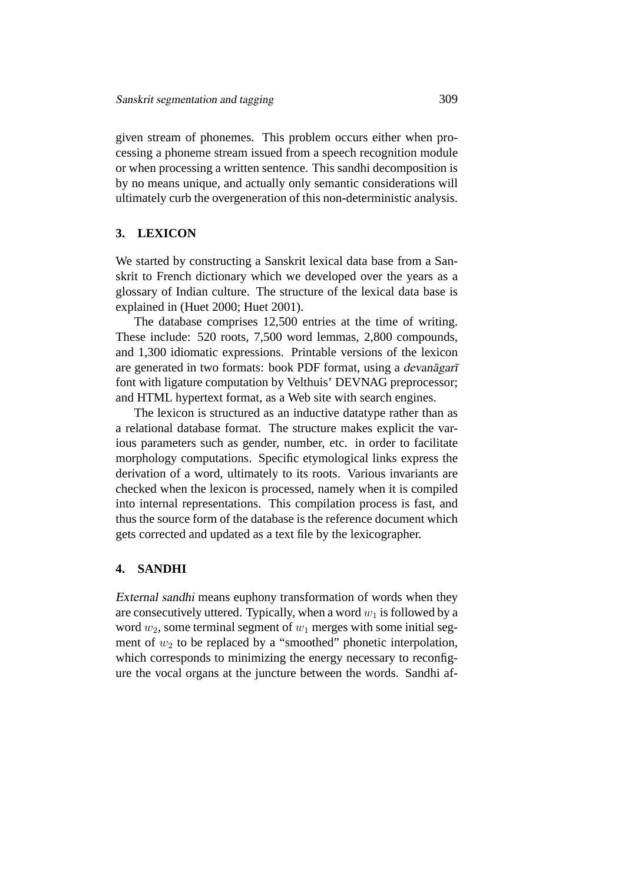given stream of phonemes. This problem occurs either when processing a phoneme stream issued from a speech recognition module or when processing a written sentence. This sandhi decomposition is by no means unique, and actually only semantic considerations will ultimately curb the overgeneration of this non-deterministic analysis.

## 3. LEXICON

We started by constructing a Sanskrit lexical data base from a Sanskrit to French dictionary which we developed over the years as a glossary of Indian culture. The structure of the lexical data base is explained in (Huet 2000; Huet 2001).

The database comprises 12,500 entries at the time of writing. These include: 520 roots, 7,500 word lemmas, 2,800 compounds, and 1,300 idiomatic expressions. Printable versions of the lexicon are generated in two formats: book PDF format, using a *devanāgarī* font with ligature computation by Velthuis' DEVNAG preprocessor; and HTML hypertext format, as a Web site with search engines.

The lexicon is structured as an inductive datatype rather than as a relational database format. The structure makes explicit the various parameters such as gender, number, etc. in order to facilitate morphology computations. Specific etymological links express the derivation of a word, ultimately to its roots. Various invariants are checked when the lexicon is processed, namely when it is compiled into internal representations. This compilation process is fast, and thus the source form of the database is the reference document which gets corrected and updated as a text file by the lexicographer.

## 4. SANDHI

*External sandhi* means euphony transformation of words when they are consecutively uttered. Typically, when a word $w_1$ is followed by a word $w_2$, some terminal segment of $w_1$ merges with some initial segment of $w_2$ to be replaced by a "smoothed" phonetic interpolation, which corresponds to minimizing the energy necessary to reconfigure the vocal organs at the juncture between the words. Sandhi af-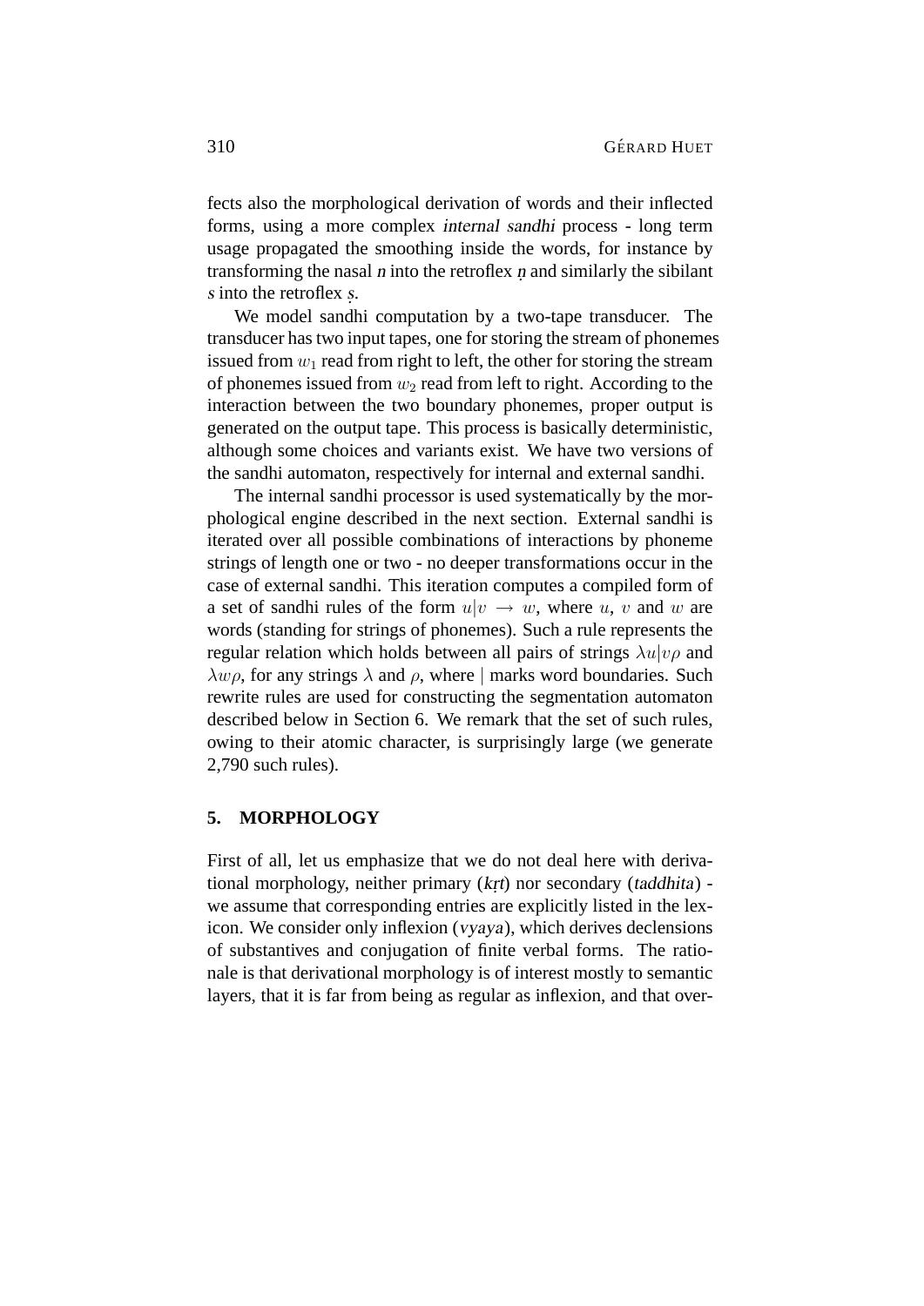fects also the morphological derivation of words and their inflected forms, using a more complex *internal sandhi* process - long term usage propagated the smoothing inside the words, for instance by transforming the nasal *n* into the retroflex *ṇ* and similarly the sibilant *s* into the retroflex *ṣ*.

We model sandhi computation by a two-tape transducer. The transducer has two input tapes, one for storing the stream of phonemes issued from $w_1$ read from right to left, the other for storing the stream of phonemes issued from $w_2$ read from left to right. According to the interaction between the two boundary phonemes, proper output is generated on the output tape. This process is basically deterministic, although some choices and variants exist. We have two versions of the sandhi automaton, respectively for internal and external sandhi.

The internal sandhi processor is used systematically by the morphological engine described in the next section. External sandhi is iterated over all possible combinations of interactions by phoneme strings of length one or two - no deeper transformations occur in the case of external sandhi. This iteration computes a compiled form of a set of sandhi rules of the form $u|v \rightarrow w$, where $u$, $v$ and $w$ are words (standing for strings of phonemes). Such a rule represents the regular relation which holds between all pairs of strings $\lambda u|v\rho$ and $\lambda w\rho$, for any strings $\lambda$ and $\rho$, where $|$ marks word boundaries. Such rewrite rules are used for constructing the segmentation automaton described below in Section 6. We remark that the set of such rules, owing to their atomic character, is surprisingly large (we generate 2,790 such rules).

## 5. MORPHOLOGY

First of all, let us emphasize that we do not deal here with derivational morphology, neither primary (*kṛt*) nor secondary (*taddhita*) - we assume that corresponding entries are explicitly listed in the lexicon. We consider only inflexion (*vyaya*), which derives declensions of substantives and conjugation of finite verbal forms. The rationale is that derivational morphology is of interest mostly to semantic layers, that it is far from being as regular as inflexion, and that over-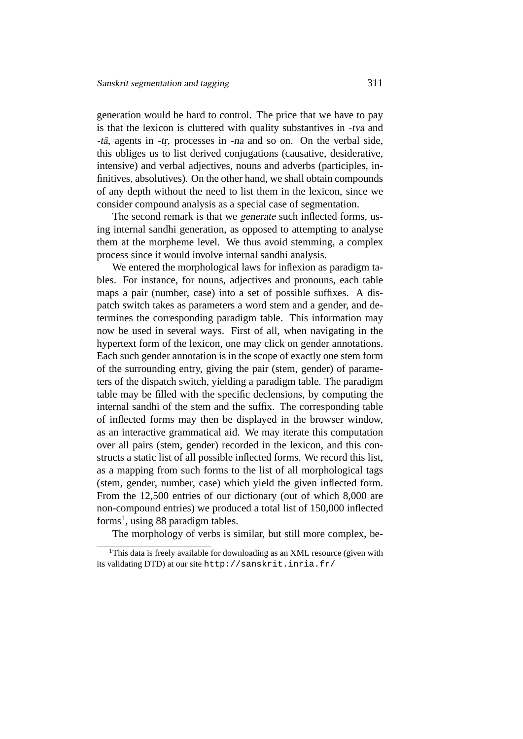generation would be hard to control. The price that we have to pay is that the lexicon is cluttered with quality substantives in *-tva* and *-tā*, agents in *-tṛ*, processes in *-na* and so on. On the verbal side, this obliges us to list derived conjugations (causative, desiderative, intensive) and verbal adjectives, nouns and adverbs (participles, infinitives, absolutives). On the other hand, we shall obtain compounds of any depth without the need to list them in the lexicon, since we consider compound analysis as a special case of segmentation.

The second remark is that we *generate* such inflected forms, using internal sandhi generation, as opposed to attempting to analyse them at the morpheme level. We thus avoid stemming, a complex process since it would involve internal sandhi analysis.

We entered the morphological laws for inflexion as paradigm tables. For instance, for nouns, adjectives and pronouns, each table maps a pair (number, case) into a set of possible suffixes. A dispatch switch takes as parameters a word stem and a gender, and determines the corresponding paradigm table. This information may now be used in several ways. First of all, when navigating in the hypertext form of the lexicon, one may click on gender annotations. Each such gender annotation is in the scope of exactly one stem form of the surrounding entry, giving the pair (stem, gender) of parameters of the dispatch switch, yielding a paradigm table. The paradigm table may be filled with the specific declensions, by computing the internal sandhi of the stem and the suffix. The corresponding table of inflected forms may then be displayed in the browser window, as an interactive grammatical aid. We may iterate this computation over all pairs (stem, gender) recorded in the lexicon, and this constructs a static list of all possible inflected forms. We record this list, as a mapping from such forms to the list of all morphological tags (stem, gender, number, case) which yield the given inflected form. From the 12,500 entries of our dictionary (out of which 8,000 are non-compound entries) we produced a total list of 150,000 inflected forms[1], using 88 paradigm tables.

The morphology of verbs is similar, but still more complex, be-

---

[1]This data is freely available for downloading as an XML resource (given with its validating DTD) at our site `http://sanskrit.inria.fr/`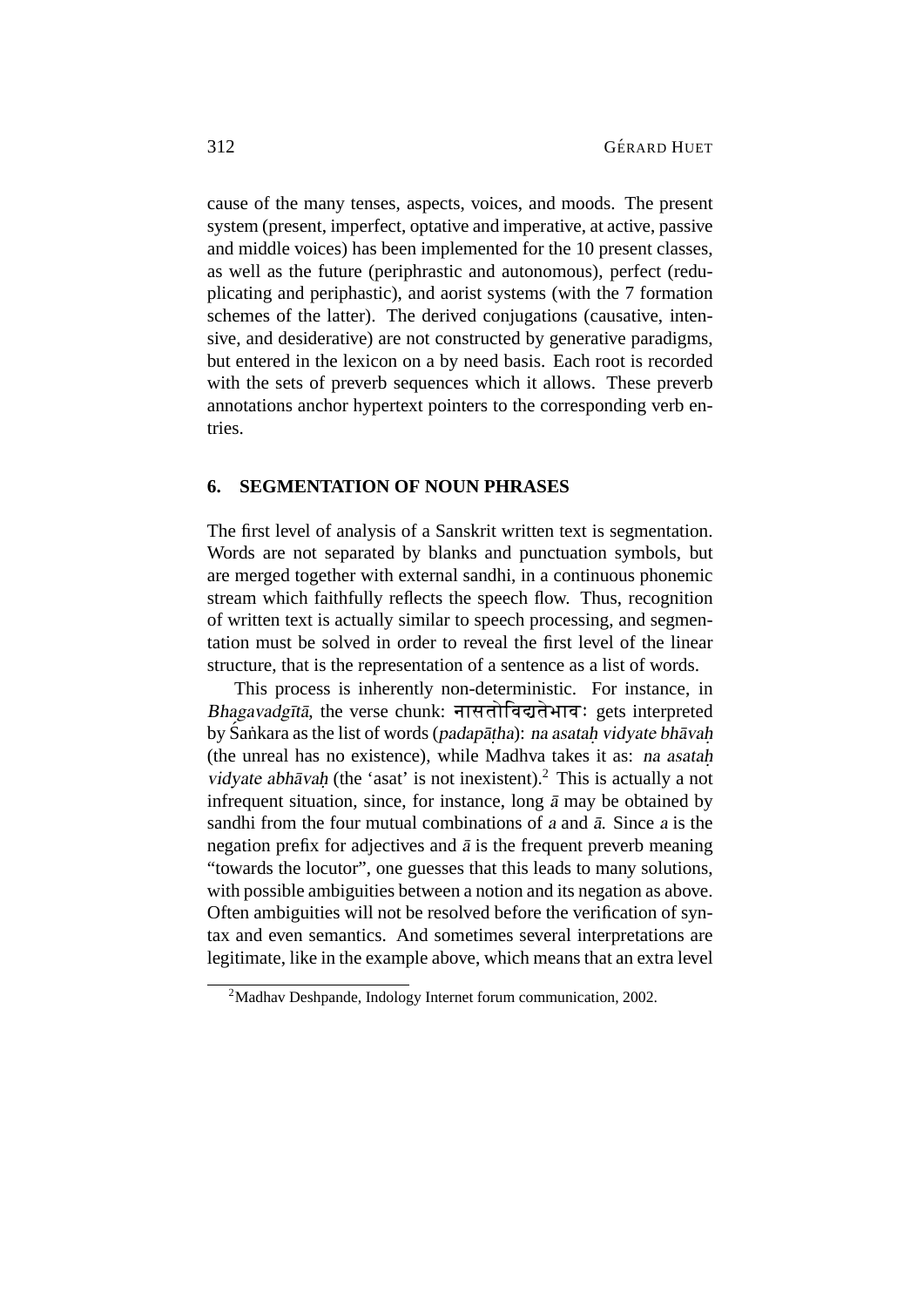cause of the many tenses, aspects, voices, and moods. The present system (present, imperfect, optative and imperative, at active, passive and middle voices) has been implemented for the 10 present classes, as well as the future (periphrastic and autonomous), perfect (reduplicating and periphastic), and aorist systems (with the 7 formation schemes of the latter). The derived conjugations (causative, intensive, and desiderative) are not constructed by generative paradigms, but entered in the lexicon on a by need basis. Each root is recorded with the sets of preverb sequences which it allows. These preverb annotations anchor hypertext pointers to the corresponding verb entries.

## 6. SEGMENTATION OF NOUN PHRASES

The first level of analysis of a Sanskrit written text is segmentation. Words are not separated by blanks and punctuation symbols, but are merged together with external sandhi, in a continuous phonemic stream which faithfully reflects the speech flow. Thus, recognition of written text is actually similar to speech processing, and segmentation must be solved in order to reveal the first level of the linear structure, that is the representation of a sentence as a list of words.

This process is inherently non-deterministic. For instance, in *Bhagavadgītā*, the verse chunk: नासतोविद्यतेभावः gets interpreted by Śaṅkara as the list of words (*padapāṭha*): *na asataḥ vidyate bhāvaḥ* (the unreal has no existence), while Madhva takes it as: *na asataḥ vidyate abhāvaḥ* (the 'asat' is not inexistent).[2] This is actually a not infrequent situation, since, for instance, long *ā* may be obtained by sandhi from the four mutual combinations of *a* and *ā*. Since *a* is the negation prefix for adjectives and *ā* is the frequent preverb meaning "towards the locutor", one guesses that this leads to many solutions, with possible ambiguities between a notion and its negation as above. Often ambiguities will not be resolved before the verification of syntax and even semantics. And sometimes several interpretations are legitimate, like in the example above, which means that an extra level

[2] Madhav Deshpande, Indology Internet forum communication, 2002.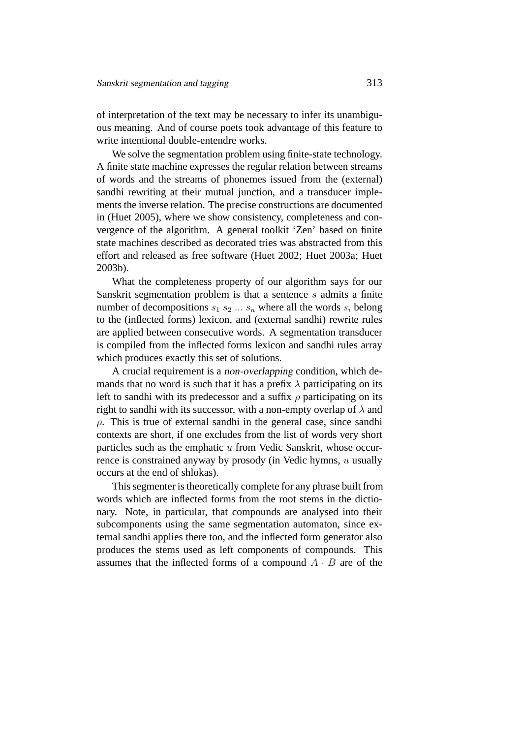of interpretation of the text may be necessary to infer its unambiguous meaning. And of course poets took advantage of this feature to write intentional double-entendre works.

We solve the segmentation problem using finite-state technology. A finite state machine expresses the regular relation between streams of words and the streams of phonemes issued from the (external) sandhi rewriting at their mutual junction, and a transducer implements the inverse relation. The precise constructions are documented in (Huet 2005), where we show consistency, completeness and convergence of the algorithm. A general toolkit 'Zen' based on finite state machines described as decorated tries was abstracted from this effort and released as free software (Huet 2002; Huet 2003a; Huet 2003b).

What the completeness property of our algorithm says for our Sanskrit segmentation problem is that a sentence $s$ admits a finite number of decompositions $s_1\ s_2\ ...\ s_n$ where all the words $s_i$ belong to the (inflected forms) lexicon, and (external sandhi) rewrite rules are applied between consecutive words. A segmentation transducer is compiled from the inflected forms lexicon and sandhi rules array which produces exactly this set of solutions.

A crucial requirement is a *non-overlapping* condition, which demands that no word is such that it has a prefix $\lambda$ participating on its left to sandhi with its predecessor and a suffix $\rho$ participating on its right to sandhi with its successor, with a non-empty overlap of $\lambda$ and $\rho$. This is true of external sandhi in the general case, since sandhi contexts are short, if one excludes from the list of words very short particles such as the emphatic $u$ from Vedic Sanskrit, whose occurrence is constrained anyway by prosody (in Vedic hymns, $u$ usually occurs at the end of shlokas).

This segmenter is theoretically complete for any phrase built from words which are inflected forms from the root stems in the dictionary. Note, in particular, that compounds are analysed into their subcomponents using the same segmentation automaton, since external sandhi applies there too, and the inflected form generator also produces the stems used as left components of compounds. This assumes that the inflected forms of a compound $A \cdot B$ are of the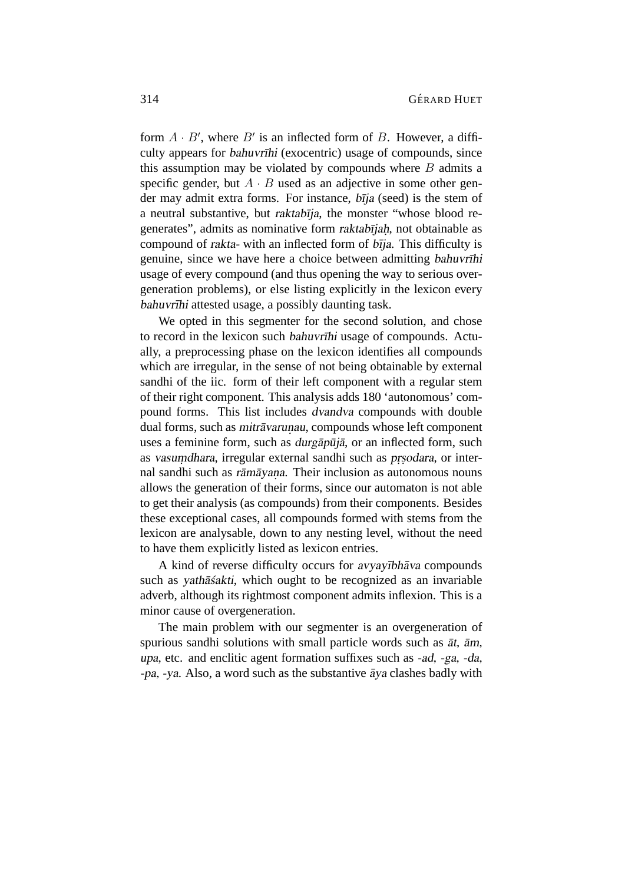form $A \cdot B'$, where $B'$ is an inflected form of $B$. However, a difficulty appears for *bahuvrīhi* (exocentric) usage of compounds, since this assumption may be violated by compounds where $B$ admits a specific gender, but $A \cdot B$ used as an adjective in some other gender may admit extra forms. For instance, *bīja* (seed) is the stem of a neutral substantive, but *raktabīja*, the monster "whose blood regenerates", admits as nominative form *raktabījaḥ*, not obtainable as compound of *rakta-* with an inflected form of *bīja*. This difficulty is genuine, since we have here a choice between admitting *bahuvrīhi* usage of every compound (and thus opening the way to serious overgeneration problems), or else listing explicitly in the lexicon every *bahuvrīhi* attested usage, a possibly daunting task.

We opted in this segmenter for the second solution, and chose to record in the lexicon such *bahuvrīhi* usage of compounds. Actually, a preprocessing phase on the lexicon identifies all compounds which are irregular, in the sense of not being obtainable by external sandhi of the iic. form of their left component with a regular stem of their right component. This analysis adds 180 'autonomous' compound forms. This list includes *dvandva* compounds with double dual forms, such as *mitrāvaruṇau*, compounds whose left component uses a feminine form, such as *durgāpūjā*, or an inflected form, such as *vasuṃdhara*, irregular external sandhi such as *pṛṣodara*, or internal sandhi such as *rāmāyaṇa*. Their inclusion as autonomous nouns allows the generation of their forms, since our automaton is not able to get their analysis (as compounds) from their components. Besides these exceptional cases, all compounds formed with stems from the lexicon are analysable, down to any nesting level, without the need to have them explicitly listed as lexicon entries.

A kind of reverse difficulty occurs for *avyayībhāva* compounds such as *yathāśakti*, which ought to be recognized as an invariable adverb, although its rightmost component admits inflexion. This is a minor cause of overgeneration.

The main problem with our segmenter is an overgeneration of spurious sandhi solutions with small particle words such as *āt*, *ām*, *upa*, etc. and enclitic agent formation suffixes such as *-ad*, *-ga*, *-da*, *-pa*, *-ya*. Also, a word such as the substantive *āya* clashes badly with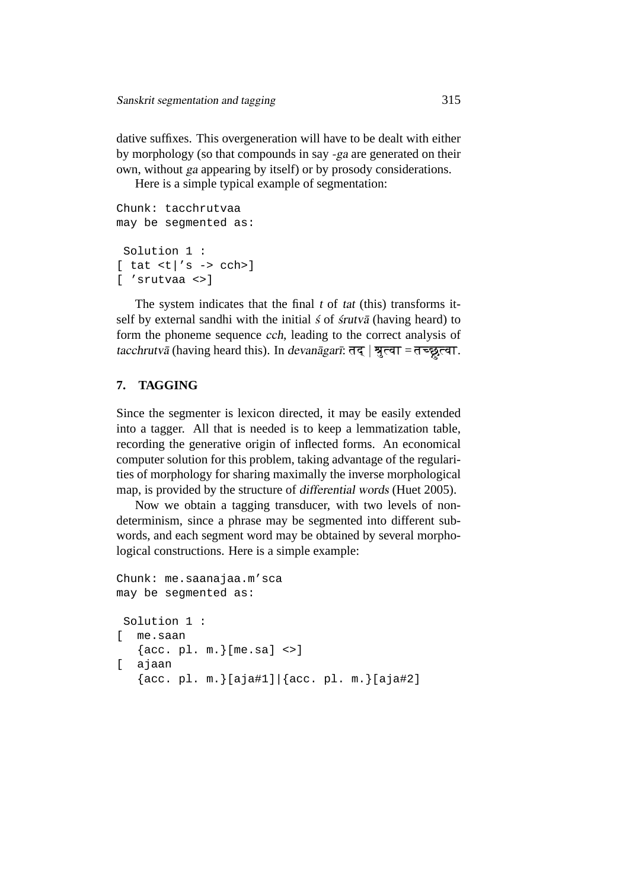dative suffixes. This overgeneration will have to be dealt with either by morphology (so that compounds in say *-ga* are generated on their own, without *ga* appearing by itself) or by prosody considerations.

Here is a simple typical example of segmentation:

```
Chunk: tacchrutvaa
may be segmented as:

 Solution 1 :
[ tat <t|'s -> cch>]
[ 'srutvaa <>]
```

The system indicates that the final *t* of *tat* (this) transforms itself by external sandhi with the initial *ś* of *śrutvā* (having heard) to form the phoneme sequence *cch*, leading to the correct analysis of *tacchrutvā* (having heard this). In *devanāgarī*: तद् | श्रुत्वा = तच्छ्रुत्वा.

## 7. TAGGING

Since the segmenter is lexicon directed, it may be easily extended into a tagger. All that is needed is to keep a lemmatization table, recording the generative origin of inflected forms. An economical computer solution for this problem, taking advantage of the regularities of morphology for sharing maximally the inverse morphological map, is provided by the structure of *differential words* (Huet 2005).

Now we obtain a tagging transducer, with two levels of non-determinism, since a phrase may be segmented into different sub-words, and each segment word may be obtained by several morphological constructions. Here is a simple example:

```
Chunk: me.saanajaa.m'sca
may be segmented as:

 Solution 1 :
[  me.saan
   {acc. pl. m.}[me.sa] <>]
[  ajaan
   {acc. pl. m.}[aja#1]|{acc. pl. m.}[aja#2]
```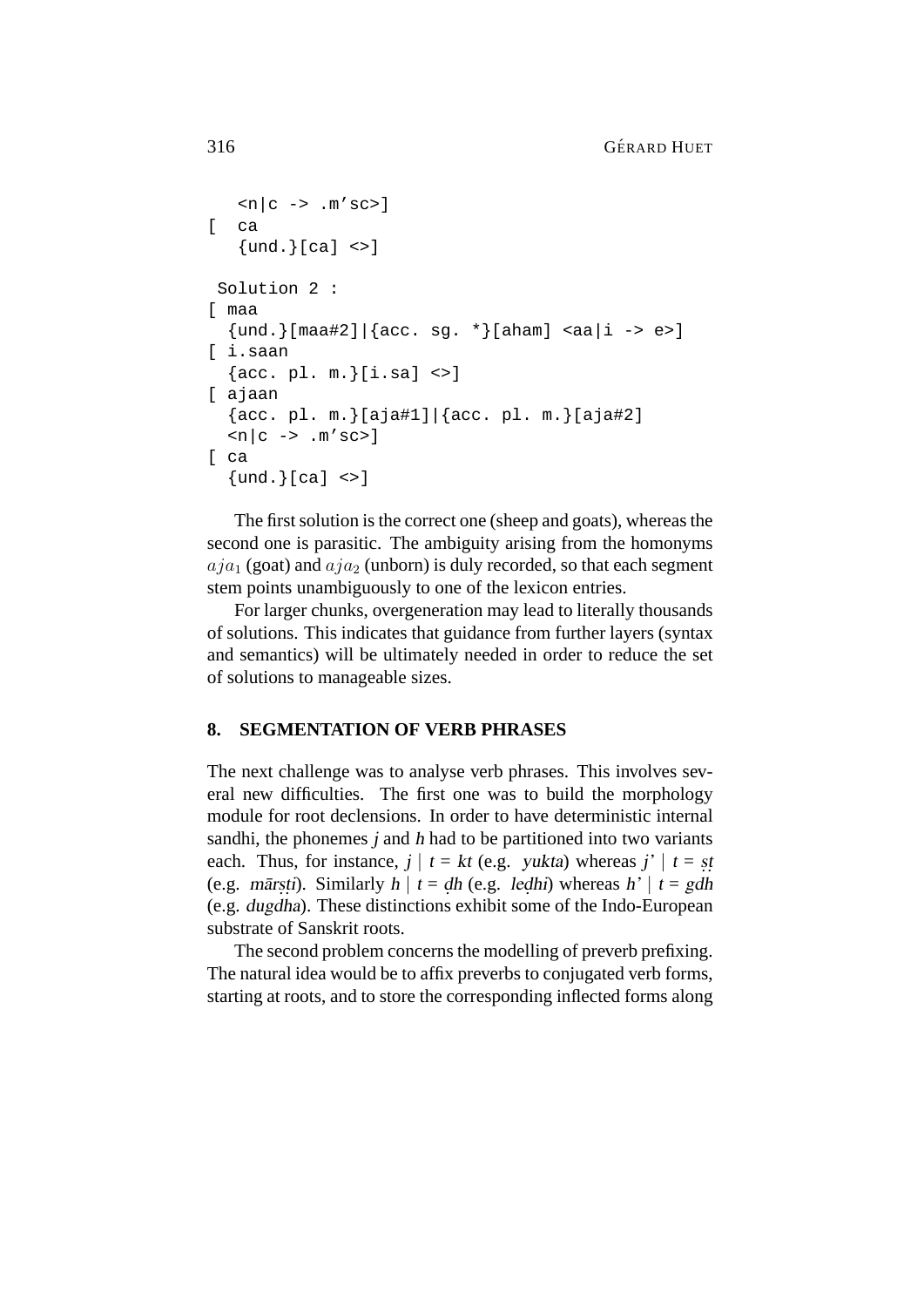```
   <n|c -> .m'sc>]
[  ca
   {und.}[ca] <>]

 Solution 2 :
[ maa
  {und.}[maa#2]|{acc. sg. *}[aham] <aa|i -> e>]
[ i.saan
  {acc. pl. m.}[i.sa] <>]
[ ajaan
  {acc. pl. m.}[aja#1]|{acc. pl. m.}[aja#2]
  <n|c -> .m'sc>]
[ ca
  {und.}[ca] <>]
```

The first solution is the correct one (sheep and goats), whereas the second one is parasitic. The ambiguity arising from the homonyms $aja_1$ (goat) and $aja_2$ (unborn) is duly recorded, so that each segment stem points unambiguously to one of the lexicon entries.

For larger chunks, overgeneration may lead to literally thousands of solutions. This indicates that guidance from further layers (syntax and semantics) will be ultimately needed in order to reduce the set of solutions to manageable sizes.

## 8. SEGMENTATION OF VERB PHRASES

The next challenge was to analyse verb phrases. This involves several new difficulties. The first one was to build the morphology module for root declensions. In order to have deterministic internal sandhi, the phonemes *j* and *h* had to be partitioned into two variants each. Thus, for instance, *j* | *t* = *kt* (e.g. *yukta*) whereas *j'* | *t* = *ṣṭ* (e.g. *mārṣṭi*). Similarly *h* | *t* = *ḍh* (e.g. *leḍhi*) whereas *h'* | *t* = *gdh* (e.g. *dugdha*). These distinctions exhibit some of the Indo-European substrate of Sanskrit roots.

The second problem concerns the modelling of preverb prefixing. The natural idea would be to affix preverbs to conjugated verb forms, starting at roots, and to store the corresponding inflected forms along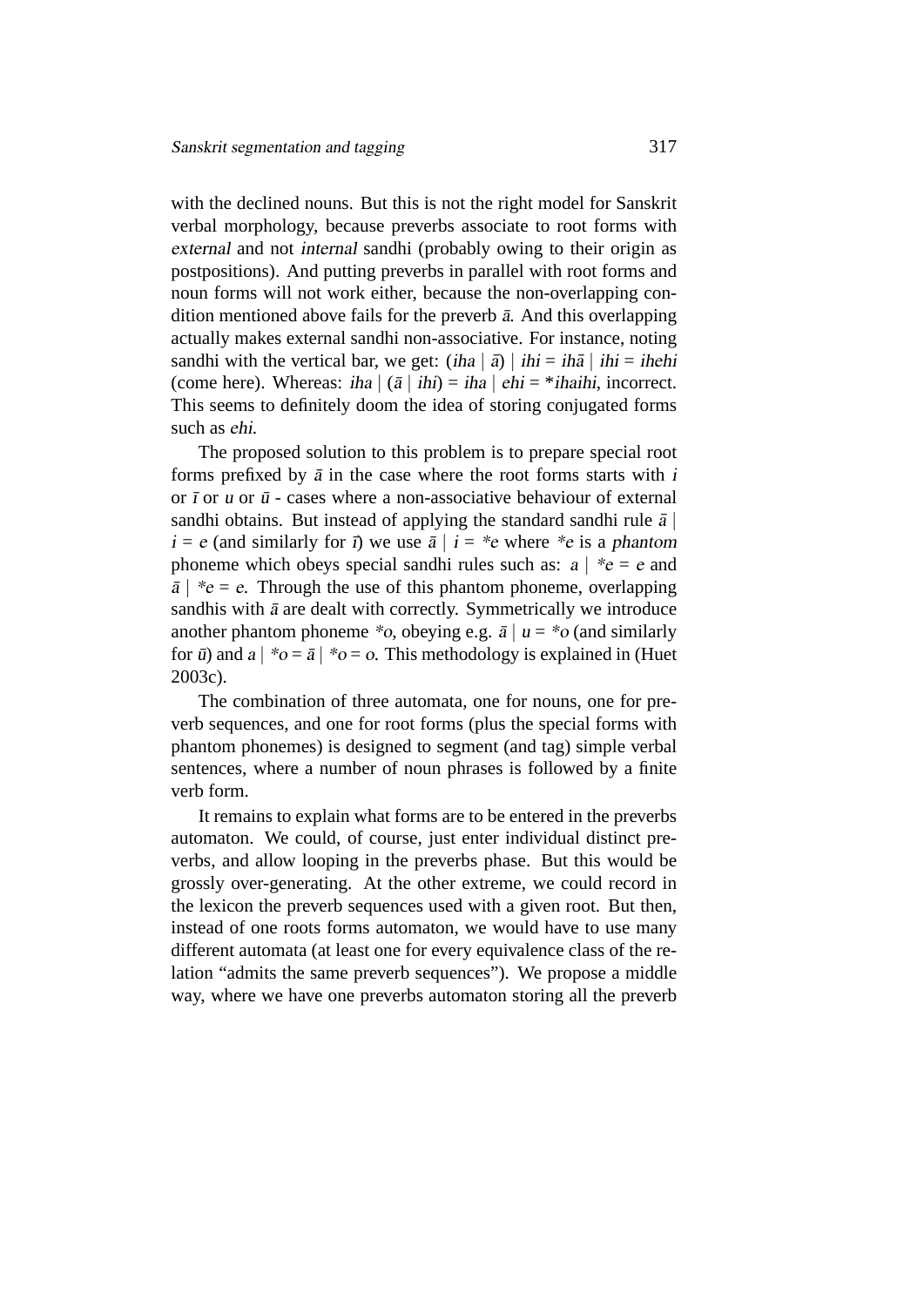with the declined nouns. But this is not the right model for Sanskrit verbal morphology, because preverbs associate to root forms with *external* and not *internal* sandhi (probably owing to their origin as postpositions). And putting preverbs in parallel with root forms and noun forms will not work either, because the non-overlapping condition mentioned above fails for the preverb *ā*. And this overlapping actually makes external sandhi non-associative. For instance, noting sandhi with the vertical bar, we get: (*iha* | *ā*) | *ihi* = *ihā* | *ihi* = *ihehi* (come here). Whereas: *iha* | (*ā* | *ihi*) = *iha* | *ehi* = \**ihaihi*, incorrect. This seems to definitely doom the idea of storing conjugated forms such as *ehi*.

The proposed solution to this problem is to prepare special root forms prefixed by *ā* in the case where the root forms starts with *i* or *ī* or *u* or *ū* - cases where a non-associative behaviour of external sandhi obtains. But instead of applying the standard sandhi rule *ā* | *i* = *e* (and similarly for *ī*) we use *ā* | *i* = \**e* where \**e* is a *phantom* phoneme which obeys special sandhi rules such as: *a* | \**e* = *e* and *ā* | \**e* = *e*. Through the use of this phantom phoneme, overlapping sandhis with *ā* are dealt with correctly. Symmetrically we introduce another phantom phoneme \**o*, obeying e.g. *ā* | *u* = \**o* (and similarly for *ū*) and *a* | \**o* = *ā* | \**o* = *o*. This methodology is explained in (Huet 2003c).

The combination of three automata, one for nouns, one for preverb sequences, and one for root forms (plus the special forms with phantom phonemes) is designed to segment (and tag) simple verbal sentences, where a number of noun phrases is followed by a finite verb form.

It remains to explain what forms are to be entered in the preverbs automaton. We could, of course, just enter individual distinct preverbs, and allow looping in the preverbs phase. But this would be grossly over-generating. At the other extreme, we could record in the lexicon the preverb sequences used with a given root. But then, instead of one roots forms automaton, we would have to use many different automata (at least one for every equivalence class of the relation "admits the same preverb sequences"). We propose a middle way, where we have one preverbs automaton storing all the preverb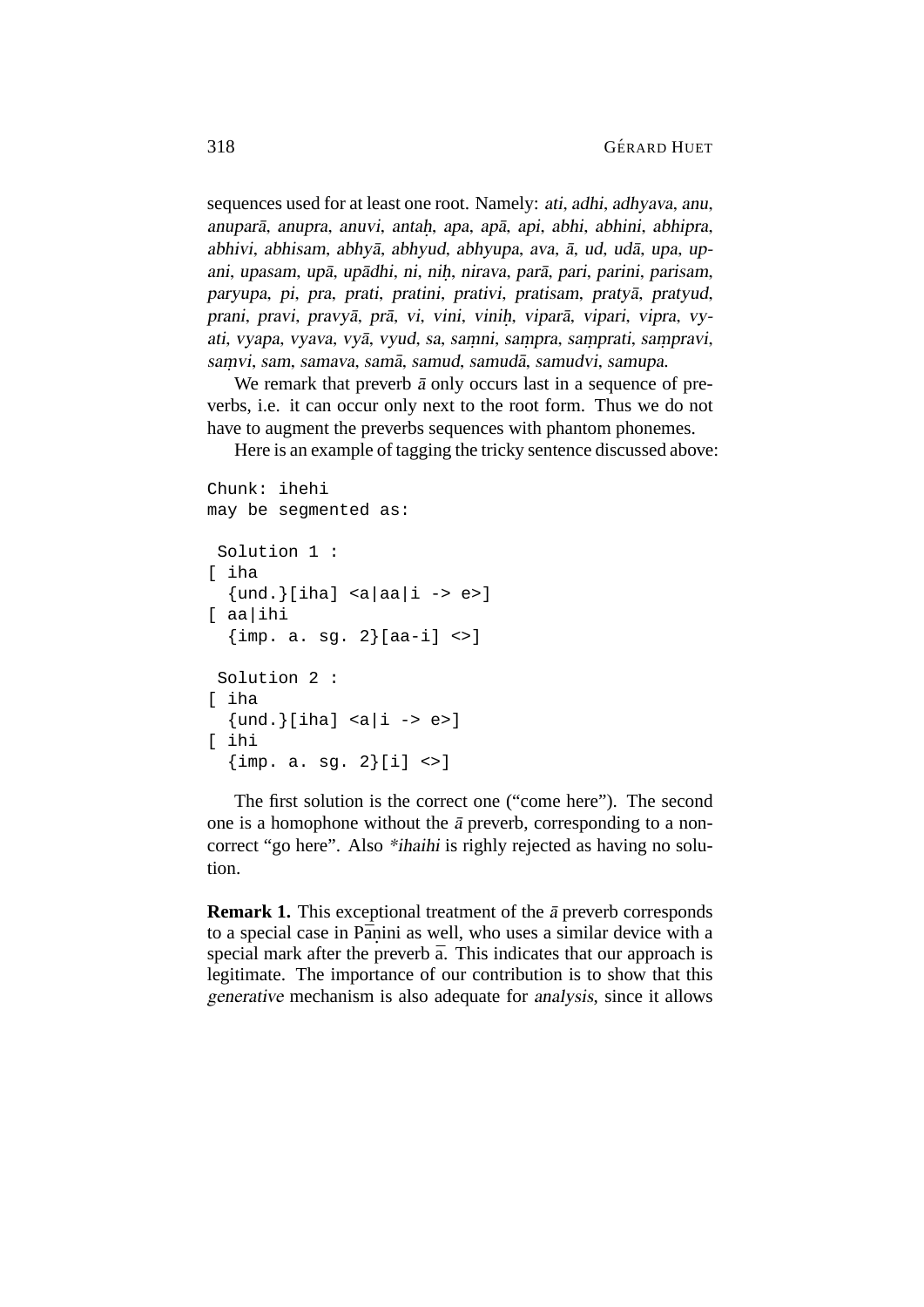sequences used for at least one root. Namely: *ati*, *adhi*, *adhyava*, *anu*, *anuparā*, *anupra*, *anuvi*, *antaḥ*, *apa*, *apā*, *api*, *abhi*, *abhini*, *abhipra*, *abhivi*, *abhisam*, *abhyā*, *abhyud*, *abhyupa*, *ava*, *ā*, *ud*, *udā*, *upa*, *upani*, *upasam*, *upā*, *upādhi*, *ni*, *niḥ*, *nirava*, *parā*, *pari*, *parini*, *parisam*, *paryupa*, *pi*, *pra*, *prati*, *pratini*, *prativi*, *pratisam*, *pratyā*, *pratyud*, *prani*, *pravi*, *pravyā*, *prā*, *vi*, *vini*, *viniḥ*, *viparā*, *vipari*, *vipra*, *vyati*, *vyapa*, *vyava*, *vyā*, *vyud*, *sa*, *saṃni*, *saṃpra*, *saṃprati*, *saṃpravi*, *saṃvi*, *sam*, *samava*, *samā*, *samud*, *samudā*, *samudvi*, *samupa*.

We remark that preverb *ā* only occurs last in a sequence of preverbs, i.e. it can occur only next to the root form. Thus we do not have to augment the preverbs sequences with phantom phonemes.

Here is an example of tagging the tricky sentence discussed above:

```
Chunk: ihehi
may be segmented as:

 Solution 1 :
[ iha
  {und.}[iha] <a|aa|i -> e>]
[ aa|ihi
  {imp. a. sg. 2}[aa-i] <>]

 Solution 2 :
[ iha
  {und.}[iha] <a|i -> e>]
[ ihi
  {imp. a. sg. 2}[i] <>]
```

The first solution is the correct one ("come here"). The second one is a homophone without the *ā* preverb, corresponding to a non-correct "go here". Also *\*ihaihi* is righly rejected as having no solution.

**Remark 1.** This exceptional treatment of the *ā* preverb corresponds to a special case in Pāṇini as well, who uses a similar device with a special mark after the preverb ā. This indicates that our approach is legitimate. The importance of our contribution is to show that this *generative* mechanism is also adequate for *analysis*, since it allows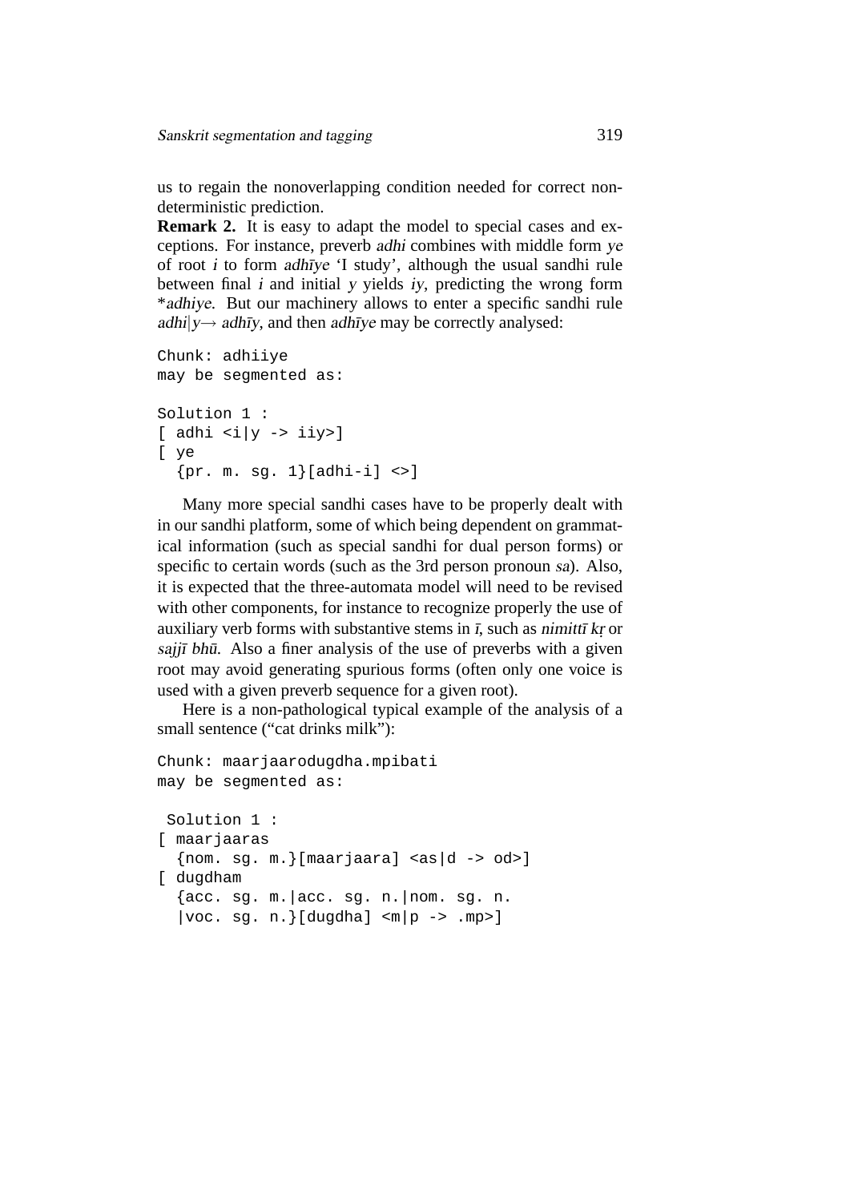us to regain the nonoverlapping condition needed for correct nondeterministic prediction.

**Remark 2.** It is easy to adapt the model to special cases and exceptions. For instance, preverb *adhi* combines with middle form *ye* of root *i* to form *adhīye* 'I study', although the usual sandhi rule between final *i* and initial *y* yields *iy*, predicting the wrong form \**adhiye*. But our machinery allows to enter a specific sandhi rule *adhi*|*y*→ *adhīy*, and then *adhīye* may be correctly analysed:

```
Chunk: adhiiye
may be segmented as:

Solution 1 :
[ adhi <i|y -> iiy>]
[ ye
  {pr. m. sg. 1}[adhi-i] <>]
```

Many more special sandhi cases have to be properly dealt with in our sandhi platform, some of which being dependent on grammatical information (such as special sandhi for dual person forms) or specific to certain words (such as the 3rd person pronoun *sa*). Also, it is expected that the three-automata model will need to be revised with other components, for instance to recognize properly the use of auxiliary verb forms with substantive stems in *ī*, such as *nimittī kṛ* or *sajjī bhū*. Also a finer analysis of the use of preverbs with a given root may avoid generating spurious forms (often only one voice is used with a given preverb sequence for a given root).

Here is a non-pathological typical example of the analysis of a small sentence ("cat drinks milk"):

```
Chunk: maarjaarodugdha.mpibati
may be segmented as:

 Solution 1 :
[ maarjaaras
  {nom. sg. m.}[maarjaara] <as|d -> od>]
[ dugdham
  {acc. sg. m.|acc. sg. n.|nom. sg. n.
  |voc. sg. n.}[dugdha] <m|p -> .mp>]
```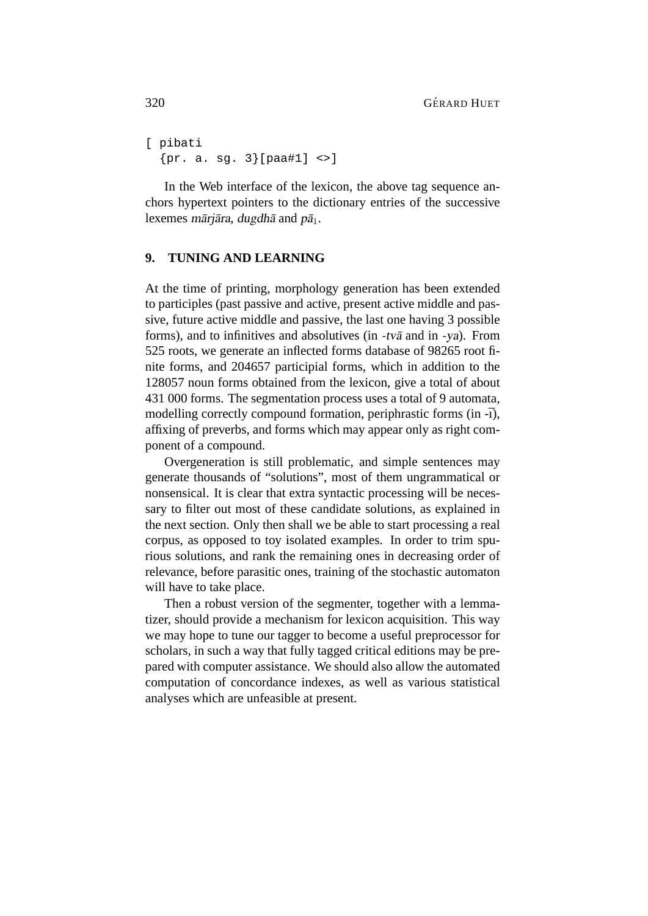```
[ pibati
  {pr. a. sg. 3}[paa#1] <>]
```

In the Web interface of the lexicon, the above tag sequence anchors hypertext pointers to the dictionary entries of the successive lexemes *mārjāra*, *dugdhā* and $pā_1$.

## 9. TUNING AND LEARNING

At the time of printing, morphology generation has been extended to participles (past passive and active, present active middle and passive, future active middle and passive, the last one having 3 possible forms), and to infinitives and absolutives (in *-tvā* and in *-ya*). From 525 roots, we generate an inflected forms database of 98265 root finite forms, and 204657 participial forms, which in addition to the 128057 noun forms obtained from the lexicon, give a total of about 431 000 forms. The segmentation process uses a total of 9 automata, modelling correctly compound formation, periphrastic forms (in -ī), affixing of preverbs, and forms which may appear only as right component of a compound.

Overgeneration is still problematic, and simple sentences may generate thousands of “solutions”, most of them ungrammatical or nonsensical. It is clear that extra syntactic processing will be necessary to filter out most of these candidate solutions, as explained in the next section. Only then shall we be able to start processing a real corpus, as opposed to toy isolated examples. In order to trim spurious solutions, and rank the remaining ones in decreasing order of relevance, before parasitic ones, training of the stochastic automaton will have to take place.

Then a robust version of the segmenter, together with a lemmatizer, should provide a mechanism for lexicon acquisition. This way we may hope to tune our tagger to become a useful preprocessor for scholars, in such a way that fully tagged critical editions may be prepared with computer assistance. We should also allow the automated computation of concordance indexes, as well as various statistical analyses which are unfeasible at present.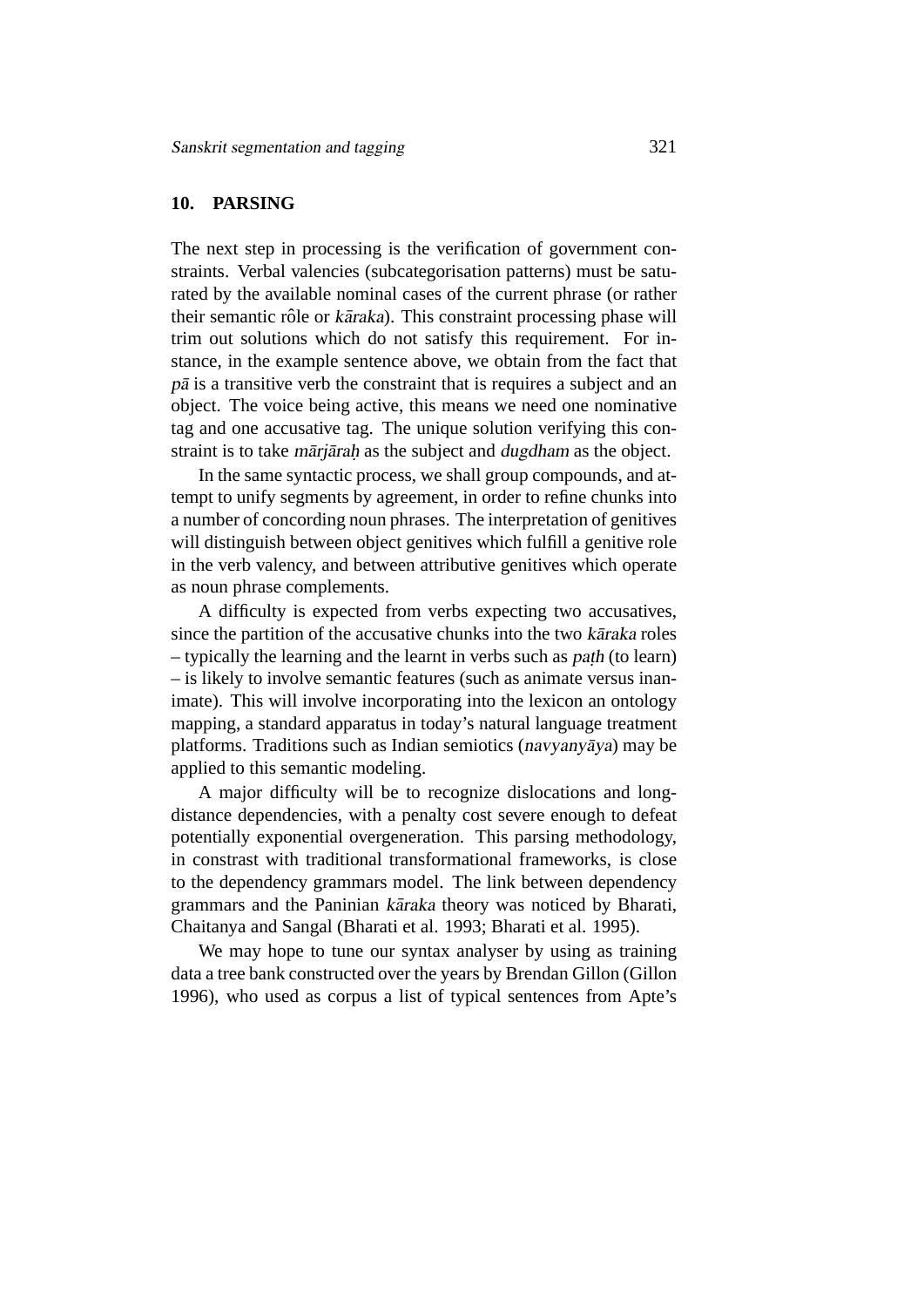## 10. PARSING

The next step in processing is the verification of government constraints. Verbal valencies (subcategorisation patterns) must be saturated by the available nominal cases of the current phrase (or rather their semantic rôle or *kāraka*). This constraint processing phase will trim out solutions which do not satisfy this requirement. For instance, in the example sentence above, we obtain from the fact that *pā* is a transitive verb the constraint that is requires a subject and an object. The voice being active, this means we need one nominative tag and one accusative tag. The unique solution verifying this constraint is to take *mārjāraḥ* as the subject and *dugdham* as the object.

In the same syntactic process, we shall group compounds, and attempt to unify segments by agreement, in order to refine chunks into a number of concording noun phrases. The interpretation of genitives will distinguish between object genitives which fulfill a genitive role in the verb valency, and between attributive genitives which operate as noun phrase complements.

A difficulty is expected from verbs expecting two accusatives, since the partition of the accusative chunks into the two *kāraka* roles – typically the learning and the learnt in verbs such as *paṭh* (to learn) – is likely to involve semantic features (such as animate versus inanimate). This will involve incorporating into the lexicon an ontology mapping, a standard apparatus in today's natural language treatment platforms. Traditions such as Indian semiotics (*navyanyāya*) may be applied to this semantic modeling.

A major difficulty will be to recognize dislocations and long-distance dependencies, with a penalty cost severe enough to defeat potentially exponential overgeneration. This parsing methodology, in constrast with traditional transformational frameworks, is close to the dependency grammars model. The link between dependency grammars and the Paninian *kāraka* theory was noticed by Bharati, Chaitanya and Sangal (Bharati et al. 1993; Bharati et al. 1995).

We may hope to tune our syntax analyser by using as training data a tree bank constructed over the years by Brendan Gillon (Gillon 1996), who used as corpus a list of typical sentences from Apte's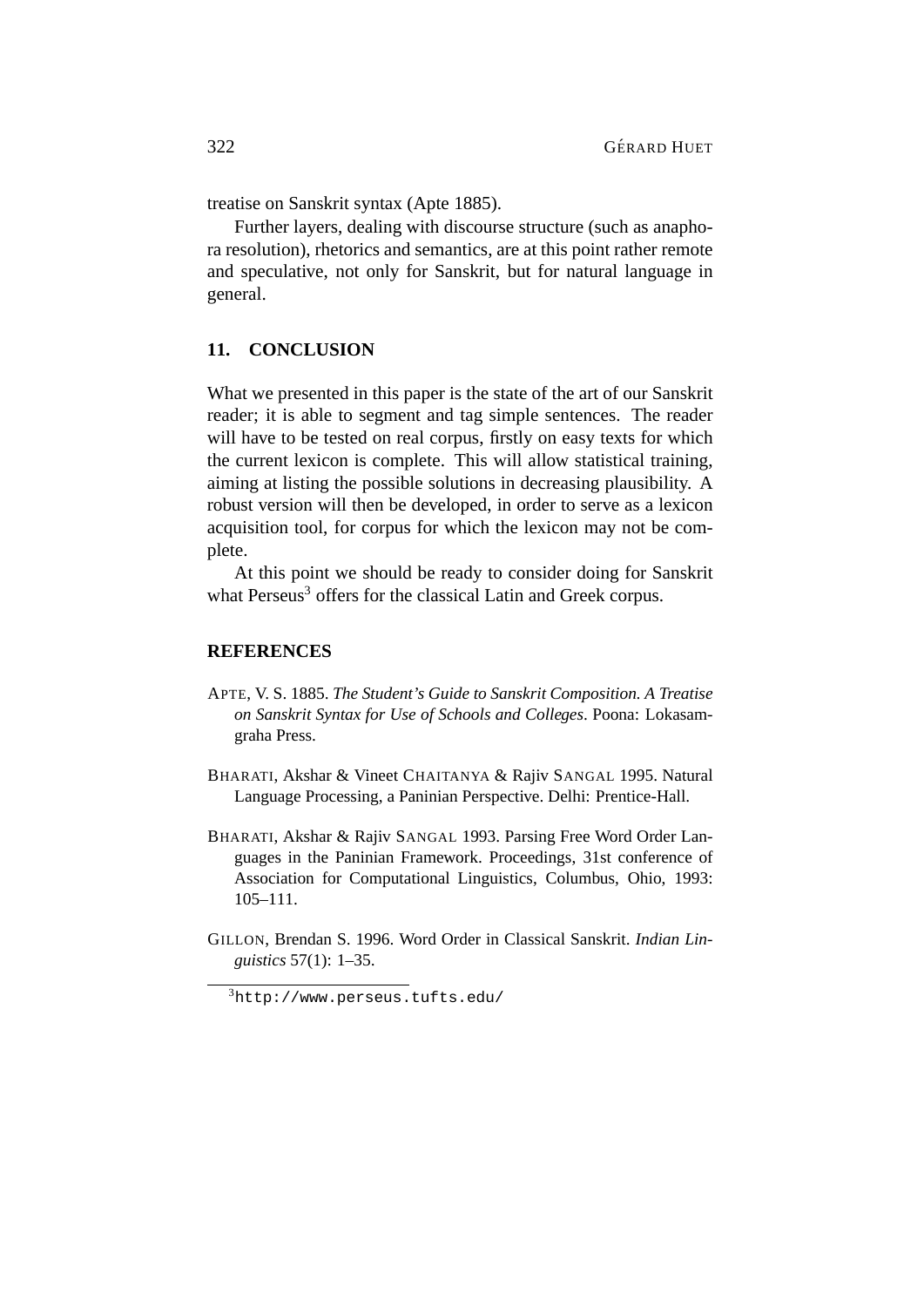treatise on Sanskrit syntax (Apte 1885).

Further layers, dealing with discourse structure (such as anaphora resolution), rhetorics and semantics, are at this point rather remote and speculative, not only for Sanskrit, but for natural language in general.

## 11. CONCLUSION

What we presented in this paper is the state of the art of our Sanskrit reader; it is able to segment and tag simple sentences. The reader will have to be tested on real corpus, firstly on easy texts for which the current lexicon is complete. This will allow statistical training, aiming at listing the possible solutions in decreasing plausibility. A robust version will then be developed, in order to serve as a lexicon acquisition tool, for corpus for which the lexicon may not be complete.

At this point we should be ready to consider doing for Sanskrit what Perseus[3] offers for the classical Latin and Greek corpus.

## REFERENCES

APTE, V. S. 1885. *The Student's Guide to Sanskrit Composition. A Treatise on Sanskrit Syntax for Use of Schools and Colleges*. Poona: Lokasamgraha Press.

BHARATI, Akshar & Vineet CHAITANYA & Rajiv SANGAL 1995. Natural Language Processing, a Paninian Perspective. Delhi: Prentice-Hall.

BHARATI, Akshar & Rajiv SANGAL 1993. Parsing Free Word Order Languages in the Paninian Framework. Proceedings, 31st conference of Association for Computational Linguistics, Columbus, Ohio, 1993: 105–111.

GILLON, Brendan S. 1996. Word Order in Classical Sanskrit. *Indian Linguistics* 57(1): 1–35.

[3] `http://www.perseus.tufts.edu/`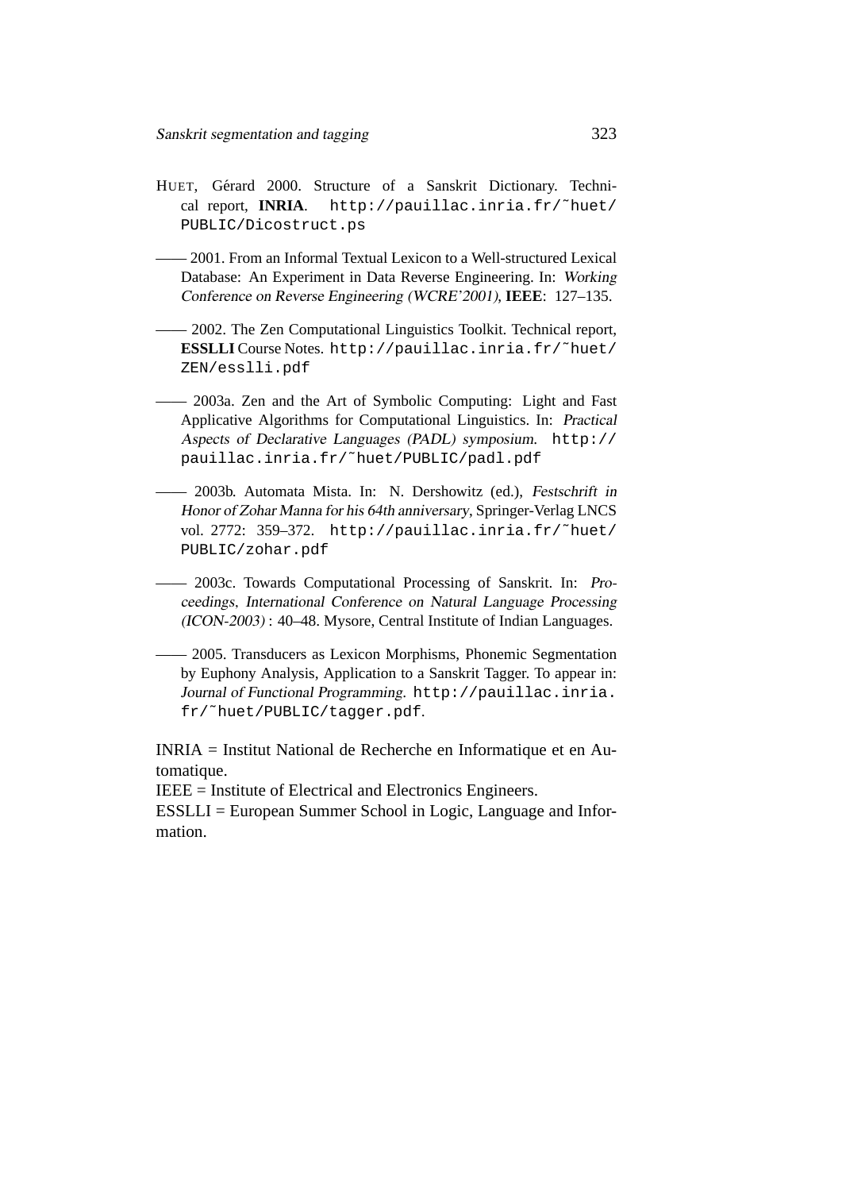HUET, Gérard 2000. Structure of a Sanskrit Dictionary. Technical report, **INRIA**. `http://pauillac.inria.fr/~huet/PUBLIC/Dicostruct.ps`

—— 2001. From an Informal Textual Lexicon to a Well-structured Lexical Database: An Experiment in Data Reverse Engineering. In: *Working Conference on Reverse Engineering (WCRE'2001)*, **IEEE**: 127–135.

—— 2002. The Zen Computational Linguistics Toolkit. Technical report, **ESSLLI** Course Notes. `http://pauillac.inria.fr/~huet/ZEN/esslli.pdf`

—— 2003a. Zen and the Art of Symbolic Computing: Light and Fast Applicative Algorithms for Computational Linguistics. In: *Practical Aspects of Declarative Languages (PADL) symposium*. `http://pauillac.inria.fr/~huet/PUBLIC/padl.pdf`

—— 2003b. Automata Mista. In: N. Dershowitz (ed.), *Festschrift in Honor of Zohar Manna for his 64th anniversary*, Springer-Verlag LNCS vol. 2772: 359–372. `http://pauillac.inria.fr/~huet/PUBLIC/zohar.pdf`

—— 2003c. Towards Computational Processing of Sanskrit. In: *Proceedings, International Conference on Natural Language Processing (ICON-2003)* : 40–48. Mysore, Central Institute of Indian Languages.

—— 2005. Transducers as Lexicon Morphisms, Phonemic Segmentation by Euphony Analysis, Application to a Sanskrit Tagger. To appear in: *Journal of Functional Programming*. `http://pauillac.inria.fr/~huet/PUBLIC/tagger.pdf`.

INRIA = Institut National de Recherche en Informatique et en Automatique.
IEEE = Institute of Electrical and Electronics Engineers.
ESSLLI = European Summer School in Logic, Language and Information.